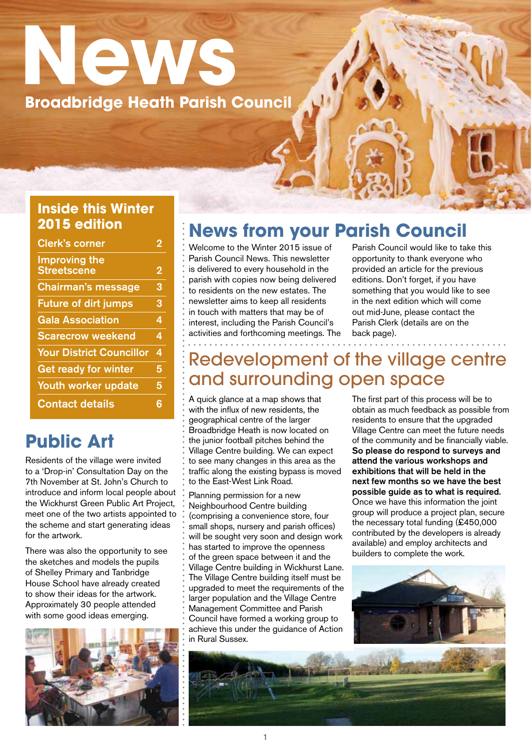# News

## Broadbridge Heath Parish Council

### Inside this Winter 2015 edition

| | |
|---|---|
| Clerk's corner | 2 |
| Improving the Streetscene | 2 |
| Chairman's message | 3 |
| Future of dirt jumps | 3 |
| Gala Association | 4 |
| Scarecrow weekend | 4 |
| Your District Councillor | 4 |
| Get ready for winter | 5 |
| Youth worker update | 5 |
| Contact details | 6 |

## Public Art

Residents of the village were invited to a 'Drop-in' Consultation Day on the 7th November at St. John's Church to introduce and inform local people about the Wickhurst Green Public Art Project, meet one of the two artists appointed to the scheme and start generating ideas for the artwork.

There was also the opportunity to see the sketches and models the pupils of Shelley Primary and Tanbridge House School have already created to show their ideas for the artwork. Approximately 30 people attended with some good ideas emerging.

## News from your Parish Council

Welcome to the Winter 2015 issue of Parish Council News. This newsletter is delivered to every household in the parish with copies now being delivered to residents on the new estates. The newsletter aims to keep all residents in touch with matters that may be of interest, including the Parish Council's activities and forthcoming meetings. The Parish Council would like to take this opportunity to thank everyone who provided an article for the previous editions. Don't forget, if you have something that you would like to see in the next edition which will come out mid-June, please contact the Parish Clerk (details are on the back page).

## Redevelopment of the village centre and surrounding open space

A quick glance at a map shows that with the influx of new residents, the geographical centre of the larger Broadbridge Heath is now located on the junior football pitches behind the Village Centre building. We can expect to see many changes in this area as the traffic along the existing bypass is moved to the East-West Link Road.

Planning permission for a new Neighbourhood Centre building (comprising a convenience store, four small shops, nursery and parish offices) will be sought very soon and design work has started to improve the openness of the green space between it and the Village Centre building in Wickhurst Lane. The Village Centre building itself must be upgraded to meet the requirements of the larger population and the Village Centre Management Committee and Parish Council have formed a working group to achieve this under the guidance of Action in Rural Sussex.

The first part of this process will be to obtain as much feedback as possible from residents to ensure that the upgraded Village Centre can meet the future needs of the community and be financially viable. **So please do respond to surveys and attend the various workshops and exhibitions that will be held in the next few months so we have the best possible guide as to what is required.** Once we have this information the joint group will produce a project plan, secure the necessary total funding (£450,000 contributed by the developers is already available) and employ architects and builders to complete the work.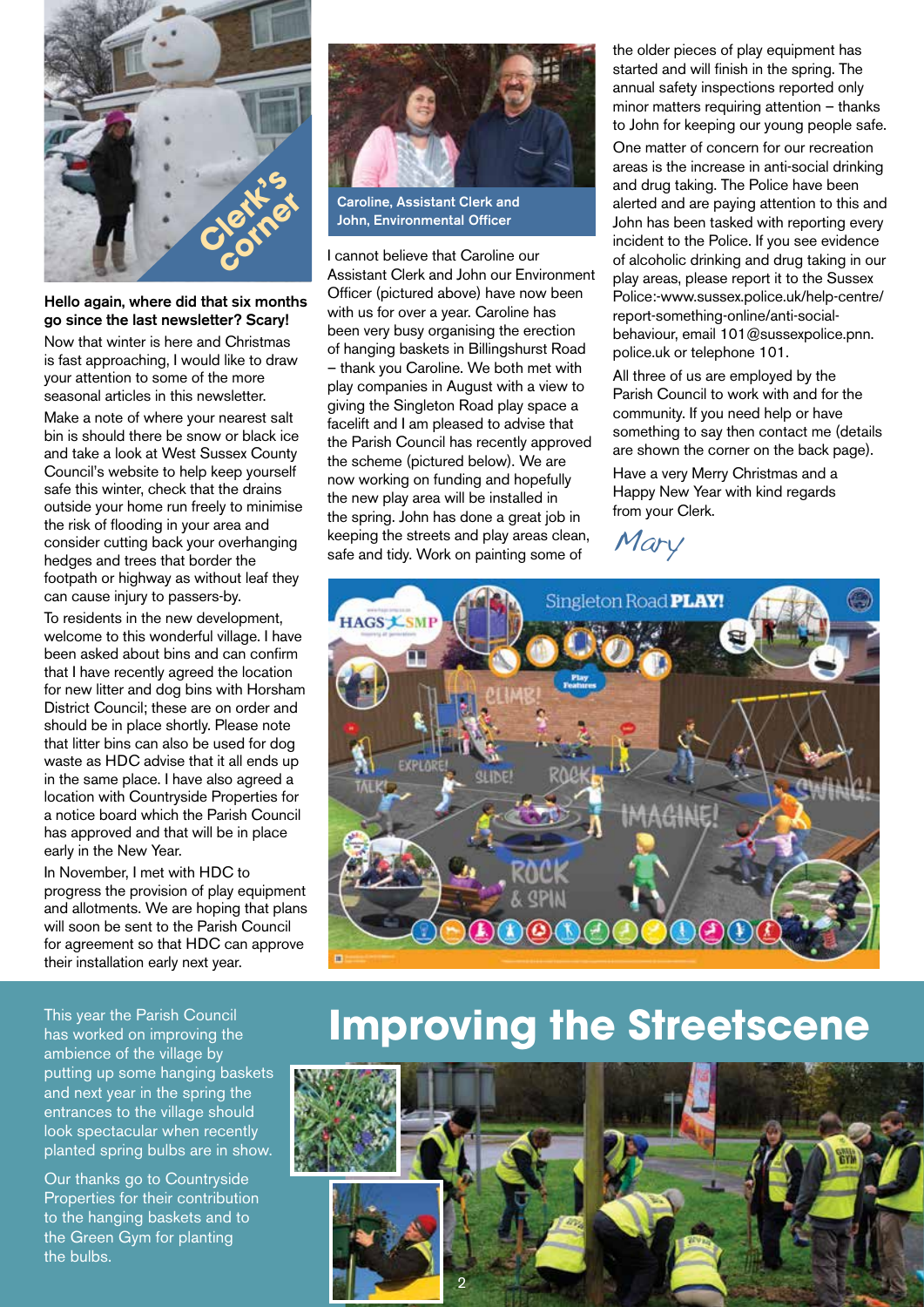# Clerk's Corner

**Hello again, where did that six months go since the last newsletter? Scary!**

Now that winter is here and Christmas is fast approaching, I would like to draw your attention to some of the more seasonal articles in this newsletter.

Make a note of where your nearest salt bin is should there be snow or black ice and take a look at West Sussex County Council's website to help keep yourself safe this winter, check that the drains outside your home run freely to minimise the risk of flooding in your area and consider cutting back your overhanging hedges and trees that border the footpath or highway as without leaf they can cause injury to passers-by.

To residents in the new development, welcome to this wonderful village. I have been asked about bins and can confirm that I have recently agreed the location for new litter and dog bins with Horsham District Council; these are on order and should be in place shortly. Please note that litter bins can also be used for dog waste as HDC advise that it all ends up in the same place. I have also agreed a location with Countryside Properties for a notice board which the Parish Council has approved and that will be in place early in the New Year.

In November, I met with HDC to progress the provision of play equipment and allotments. We are hoping that plans will soon be sent to the Parish Council for agreement so that HDC can approve their installation early next year.

**Caroline, Assistant Clerk and John, Environmental Officer**

I cannot believe that Caroline our Assistant Clerk and John our Environment Officer (pictured above) have now been with us for over a year. Caroline has been very busy organising the erection of hanging baskets in Billingshurst Road – thank you Caroline. We both met with play companies in August with a view to giving the Singleton Road play space a facelift and I am pleased to advise that the Parish Council has recently approved the scheme (pictured below). We are now working on funding and hopefully the new play area will be installed in the spring. John has done a great job in keeping the streets and play areas clean, safe and tidy. Work on painting some of the older pieces of play equipment has started and will finish in the spring. The annual safety inspections reported only minor matters requiring attention – thanks to John for keeping our young people safe.

One matter of concern for our recreation areas is the increase in anti-social drinking and drug taking. The Police have been alerted and are paying attention to this and John has been tasked with reporting every incident to the Police. If you see evidence of alcoholic drinking and drug taking in our play areas, please report it to the Sussex Police:-www.sussex.police.uk/help-centre/report-something-online/anti-social-behaviour, email 101@sussexpolice.pnn.police.uk or telephone 101.

All three of us are employed by the Parish Council to work with and for the community. If you need help or have something to say then contact me (details are shown the corner on the back page).

Have a very Merry Christmas and a Happy New Year with kind regards from your Clerk.

*Mary*

Singleton Road **PLAY!**

# Improving the Streetscene

This year the Parish Council has worked on improving the ambience of the village by putting up some hanging baskets and next year in the spring the entrances to the village should look spectacular when recently planted spring bulbs are in show.

Our thanks go to Countryside Properties for their contribution to the hanging baskets and to the Green Gym for planting the bulbs.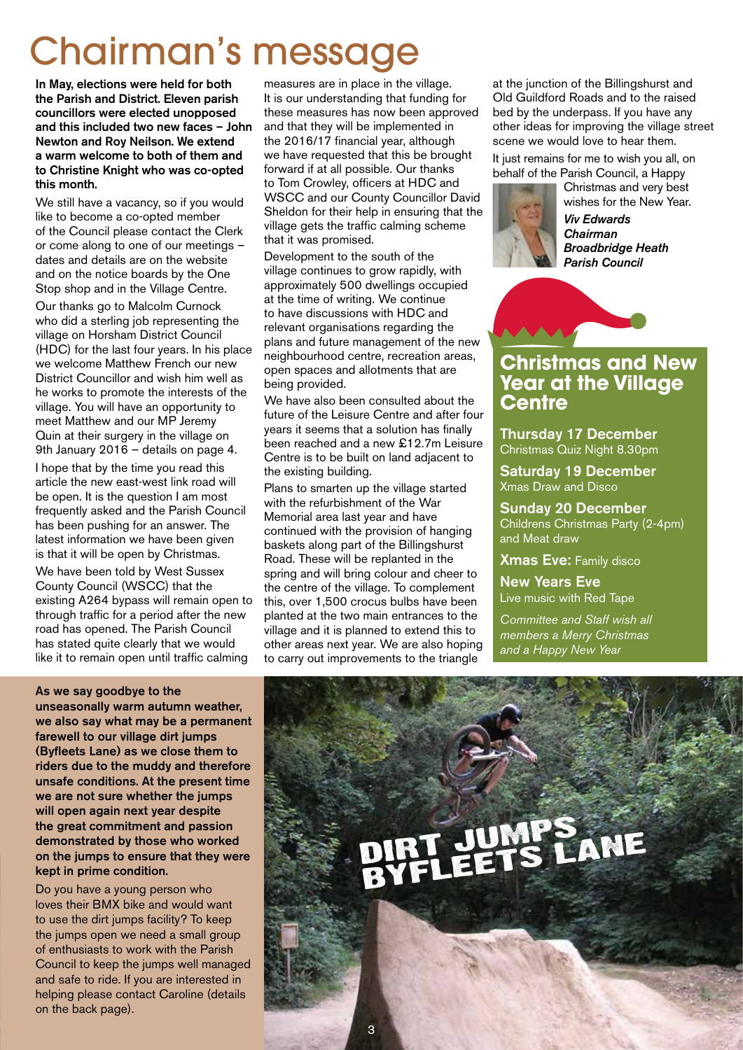# Chairman's message

**In May, elections were held for both the Parish and District. Eleven parish councillors were elected unopposed and this included two new faces – John Newton and Roy Neilson. We extend a warm welcome to both of them and to Christine Knight who was co-opted this month.**

We still have a vacancy, so if you would like to become a co-opted member of the Council please contact the Clerk or come along to one of our meetings – dates and details are on the website and on the notice boards by the One Stop shop and in the Village Centre.

Our thanks go to Malcolm Curnock who did a sterling job representing the village on Horsham District Council (HDC) for the last four years. In his place we welcome Matthew French our new District Councillor and wish him well as he works to promote the interests of the village. You will have an opportunity to meet Matthew and our MP Jeremy Quin at their surgery in the village on 9th January 2016 – details on page 4.

I hope that by the time you read this article the new east-west link road will be open. It is the question I am most frequently asked and the Parish Council has been pushing for an answer. The latest information we have been given is that it will be open by Christmas.

We have been told by West Sussex County Council (WSCC) that the existing A264 bypass will remain open to through traffic for a period after the new road has opened. The Parish Council has stated quite clearly that we would like it to remain open until traffic calming measures are in place in the village. It is our understanding that funding for these measures has now been approved and that they will be implemented in the 2016/17 financial year, although we have requested that this be brought forward if at all possible. Our thanks to Tom Crowley, officers at HDC and WSCC and our County Councillor David Sheldon for their help in ensuring that the village gets the traffic calming scheme that it was promised.

Development to the south of the village continues to grow rapidly, with approximately 500 dwellings occupied at the time of writing. We continue to have discussions with HDC and relevant organisations regarding the plans and future management of the new neighbourhood centre, recreation areas, open spaces and allotments that are being provided.

We have also been consulted about the future of the Leisure Centre and after four years it seems that a solution has finally been reached and a new £12.7m Leisure Centre is to be built on land adjacent to the existing building.

Plans to smarten up the village started with the refurbishment of the War Memorial area last year and have continued with the provision of hanging baskets along part of the Billingshurst Road. These will be replanted in the spring and will bring colour and cheer to the centre of the village. To complement this, over 1,500 crocus bulbs have been planted at the two main entrances to the village and it is planned to extend this to other areas next year. We are also hoping to carry out improvements to the triangle at the junction of the Billingshurst and Old Guildford Roads and to the raised bed by the underpass. If you have any other ideas for improving the village street scene we would love to hear them.

It just remains for me to wish you all, on behalf of the Parish Council, a Happy Christmas and very best wishes for the New Year.

***Viv Edwards***
***Chairman***
***Broadbridge Heath Parish Council***

## Christmas and New Year at the Village Centre

**Thursday 17 December**
Christmas Quiz Night 8.30pm

**Saturday 19 December**
Xmas Draw and Disco

**Sunday 20 December**
Childrens Christmas Party (2-4pm) and Meat draw

**Xmas Eve:** Family disco

**New Years Eve**
Live music with Red Tape

*Committee and Staff wish all members a Merry Christmas and a Happy New Year*

## DIRT JUMPS BYFLEETS LANE

**As we say goodbye to the unseasonally warm autumn weather, we also say what may be a permanent farewell to our village dirt jumps (Byfleets Lane) as we close them to riders due to the muddy and therefore unsafe conditions. At the present time we are not sure whether the jumps will open again next year despite the great commitment and passion demonstrated by those who worked on the jumps to ensure that they were kept in prime condition.**

Do you have a young person who loves their BMX bike and would want to use the dirt jumps facility? To keep the jumps open we need a small group of enthusiasts to work with the Parish Council to keep the jumps well managed and safe to ride. If you are interested in helping please contact Caroline (details on the back page).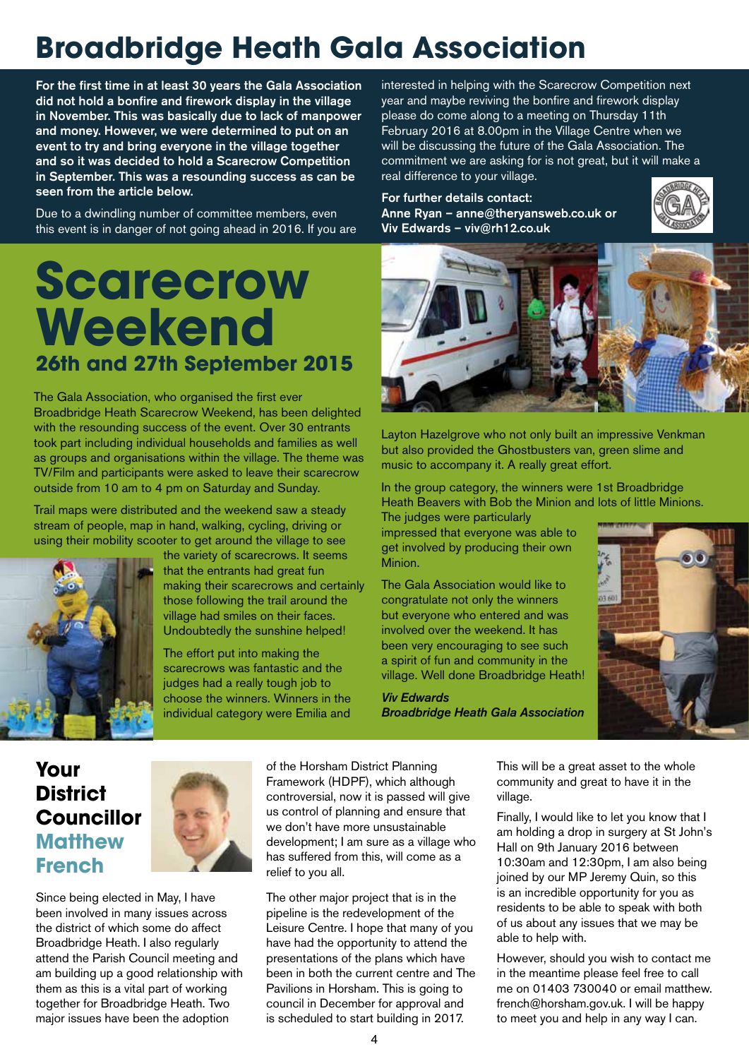# Broadbridge Heath Gala Association

**For the first time in at least 30 years the Gala Association did not hold a bonfire and firework display in the village in November. This was basically due to lack of manpower and money. However, we were determined to put on an event to try and bring everyone in the village together and so it was decided to hold a Scarecrow Competition in September. This was a resounding success as can be seen from the article below.**

Due to a dwindling number of committee members, even this event is in danger of not going ahead in 2016. If you are interested in helping with the Scarecrow Competition next year and maybe reviving the bonfire and firework display please do come along to a meeting on Thursday 11th February 2016 at 8.00pm in the Village Centre when we will be discussing the future of the Gala Association. The commitment we are asking for is not great, but it will make a real difference to your village.

**For further details contact:**
**Anne Ryan – anne@theryansweb.co.uk or**
**Viv Edwards – viv@rh12.co.uk**

# Scarecrow Weekend

## 26th and 27th September 2015

The Gala Association, who organised the first ever Broadbridge Heath Scarecrow Weekend, has been delighted with the resounding success of the event. Over 30 entrants took part including individual households and families as well as groups and organisations within the village. The theme was TV/Film and participants were asked to leave their scarecrow outside from 10 am to 4 pm on Saturday and Sunday.

Trail maps were distributed and the weekend saw a steady stream of people, map in hand, walking, cycling, driving or using their mobility scooter to get around the village to see the variety of scarecrows. It seems that the entrants had great fun making their scarecrows and certainly those following the trail around the village had smiles on their faces. Undoubtedly the sunshine helped!

The effort put into making the scarecrows was fantastic and the judges had a really tough job to choose the winners. Winners in the individual category were Emilia and Layton Hazelgrove who not only built an impressive Venkman but also provided the Ghostbusters van, green slime and music to accompany it. A really great effort.

In the group category, the winners were 1st Broadbridge Heath Beavers with Bob the Minion and lots of little Minions. The judges were particularly impressed that everyone was able to get involved by producing their own Minion.

The Gala Association would like to congratulate not only the winners but everyone who entered and was involved over the weekend. It has been very encouraging to see such a spirit of fun and community in the village. Well done Broadbridge Heath!

***Viv Edwards***
***Broadbridge Heath Gala Association***

# Your District Councillor Matthew French

Since being elected in May, I have been involved in many issues across the district of which some do affect Broadbridge Heath. I also regularly attend the Parish Council meeting and am building up a good relationship with them as this is a vital part of working together for Broadbridge Heath. Two major issues have been the adoption of the Horsham District Planning Framework (HDPF), which although controversial, now it is passed will give us control of planning and ensure that we don't have more unsustainable development; I am sure as a village who has suffered from this, will come as a relief to you all.

The other major project that is in the pipeline is the redevelopment of the Leisure Centre. I hope that many of you have had the opportunity to attend the presentations of the plans which have been in both the current centre and The Pavilions in Horsham. This is going to council in December for approval and is scheduled to start building in 2017. This will be a great asset to the whole community and great to have it in the village.

Finally, I would like to let you know that I am holding a drop in surgery at St John's Hall on 9th January 2016 between 10:30am and 12:30pm, I am also being joined by our MP Jeremy Quin, so this is an incredible opportunity for you as residents to be able to speak with both of us about any issues that we may be able to help with.

However, should you wish to contact me in the meantime please feel free to call me on 01403 730040 or email matthew.french@horsham.gov.uk. I will be happy to meet you and help in any way I can.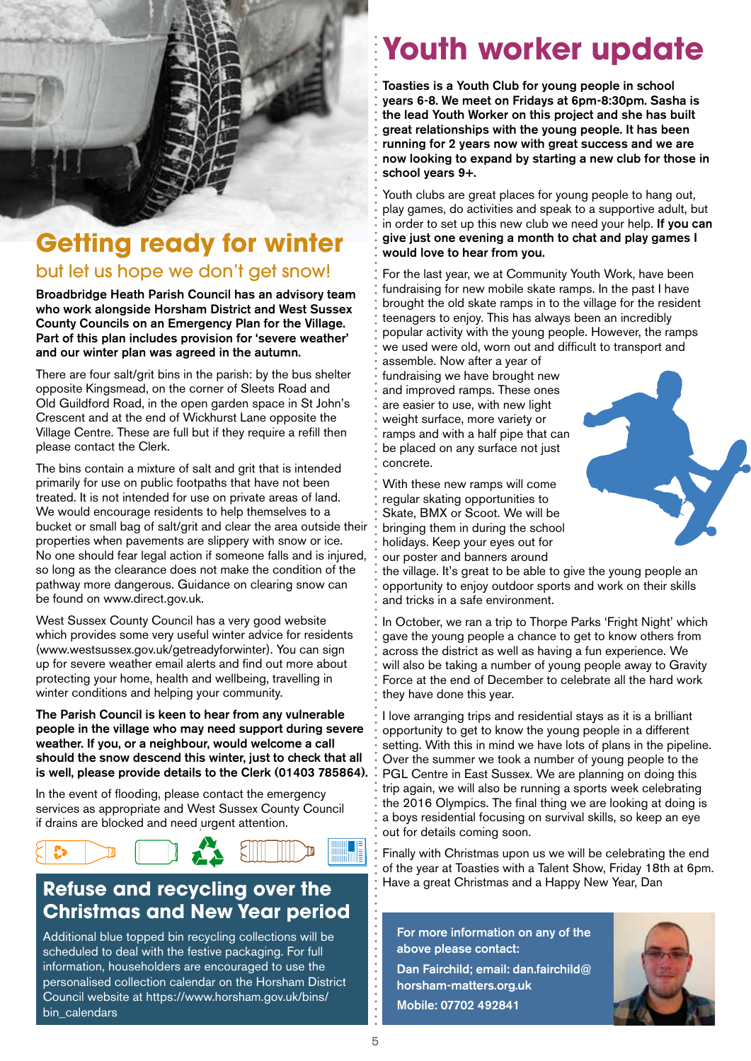# Getting ready for winter

## but let us hope we don't get snow!

**Broadbridge Heath Parish Council has an advisory team who work alongside Horsham District and West Sussex County Councils on an Emergency Plan for the Village. Part of this plan includes provision for 'severe weather' and our winter plan was agreed in the autumn.**

There are four salt/grit bins in the parish: by the bus shelter opposite Kingsmead, on the corner of Sleets Road and Old Guildford Road, in the open garden space in St John's Crescent and at the end of Wickhurst Lane opposite the Village Centre. These are full but if they require a refill then please contact the Clerk.

The bins contain a mixture of salt and grit that is intended primarily for use on public footpaths that have not been treated. It is not intended for use on private areas of land. We would encourage residents to help themselves to a bucket or small bag of salt/grit and clear the area outside their properties when pavements are slippery with snow or ice. No one should fear legal action if someone falls and is injured, so long as the clearance does not make the condition of the pathway more dangerous. Guidance on clearing snow can be found on www.direct.gov.uk.

West Sussex County Council has a very good website which provides some very useful winter advice for residents (www.westsussex.gov.uk/getreadyforwinter). You can sign up for severe weather email alerts and find out more about protecting your home, health and wellbeing, travelling in winter conditions and helping your community.

**The Parish Council is keen to hear from any vulnerable people in the village who may need support during severe weather. If you, or a neighbour, would welcome a call should the snow descend this winter, just to check that all is well, please provide details to the Clerk (01403 785864).**

In the event of flooding, please contact the emergency services as appropriate and West Sussex County Council if drains are blocked and need urgent attention.

## Refuse and recycling over the Christmas and New Year period

Additional blue topped bin recycling collections will be scheduled to deal with the festive packaging. For full information, householders are encouraged to use the personalised collection calendar on the Horsham District Council website at https://www.horsham.gov.uk/bins/bin_calendars

# Youth worker update

**Toasties is a Youth Club for young people in school years 6-8. We meet on Fridays at 6pm-8:30pm. Sasha is the lead Youth Worker on this project and she has built great relationships with the young people. It has been running for 2 years now with great success and we are now looking to expand by starting a new club for those in school years 9+.**

Youth clubs are great places for young people to hang out, play games, do activities and speak to a supportive adult, but in order to set up this new club we need your help. **If you can give just one evening a month to chat and play games I would love to hear from you.**

For the last year, we at Community Youth Work, have been fundraising for new mobile skate ramps. In the past I have brought the old skate ramps in to the village for the resident teenagers to enjoy. This has always been an incredibly popular activity with the young people. However, the ramps we used were old, worn out and difficult to transport and assemble. Now after a year of fundraising we have brought new and improved ramps. These ones are easier to use, with new light weight surface, more variety or ramps and with a half pipe that can be placed on any surface not just concrete.

With these new ramps will come regular skating opportunities to Skate, BMX or Scoot. We will be bringing them in during the school holidays. Keep your eyes out for our poster and banners around the village. It's great to be able to give the young people an opportunity to enjoy outdoor sports and work on their skills and tricks in a safe environment.

In October, we ran a trip to Thorpe Parks 'Fright Night' which gave the young people a chance to get to know others from across the district as well as having a fun experience. We will also be taking a number of young people away to Gravity Force at the end of December to celebrate all the hard work they have done this year.

I love arranging trips and residential stays as it is a brilliant opportunity to get to know the young people in a different setting. With this in mind we have lots of plans in the pipeline. Over the summer we took a number of young people to the PGL Centre in East Sussex. We are planning on doing this trip again, we will also be running a sports week celebrating the 2016 Olympics. The final thing we are looking at doing is a boys residential focusing on survival skills, so keep an eye out for details coming soon.

Finally with Christmas upon us we will be celebrating the end of the year at Toasties with a Talent Show, Friday 18th at 6pm. Have a great Christmas and a Happy New Year, Dan

**For more information on any of the above please contact:**

**Dan Fairchild; email: dan.fairchild@horsham-matters.org.uk**

**Mobile: 07702 492841**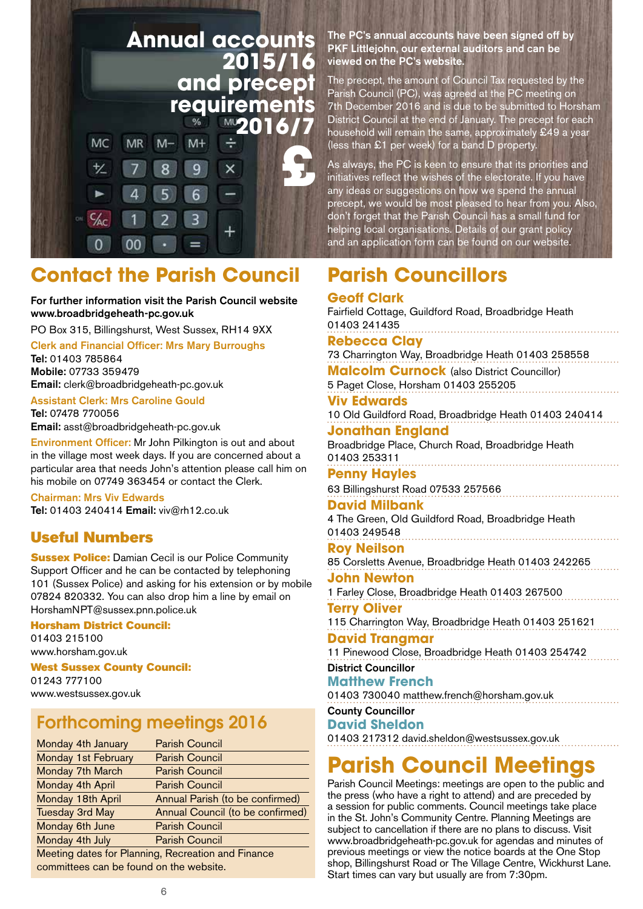# Annual accounts 2015/16 and precept requirements 2016/7

**The PC's annual accounts have been signed off by PKF Littlejohn, our external auditors and can be viewed on the PC's website.**

The precept, the amount of Council Tax requested by the Parish Council (PC), was agreed at the PC meeting on 7th December 2016 and is due to be submitted to Horsham District Council at the end of January. The precept for each household will remain the same, approximately £49 a year (less than £1 per week) for a band D property.

As always, the PC is keen to ensure that its priorities and initiatives reflect the wishes of the electorate. If you have any ideas or suggestions on how we spend the annual precept, we would be most pleased to hear from you. Also, don't forget that the Parish Council has a small fund for helping local organisations. Details of our grant policy and an application form can be found on our website.

## Contact the Parish Council

**For further information visit the Parish Council website www.broadbridgeheath-pc.gov.uk**

PO Box 315, Billingshurst, West Sussex, RH14 9XX

**Clerk and Financial Officer: Mrs Mary Burroughs**
**Tel:** 01403 785864
**Mobile:** 07733 359479
**Email:** clerk@broadbridgeheath-pc.gov.uk

**Assistant Clerk: Mrs Caroline Gould**
**Tel:** 07478 770056
**Email:** asst@broadbridgeheath-pc.gov.uk

**Environment Officer:** Mr John Pilkington is out and about in the village most week days. If you are concerned about a particular area that needs John's attention please call him on his mobile on 07749 363454 or contact the Clerk.

**Chairman: Mrs Viv Edwards**
**Tel:** 01403 240414 **Email:** viv@rh12.co.uk

## Useful Numbers

**Sussex Police:** Damian Cecil is our Police Community Support Officer and he can be contacted by telephoning 101 (Sussex Police) and asking for his extension or by mobile 07824 820332. You can also drop him a line by email on HorshamNPT@sussex.pnn.police.uk

**Horsham District Council:**
01403 215100
www.horsham.gov.uk

**West Sussex County Council:**
01243 777100
www.westsussex.gov.uk

## Forthcoming meetings 2016

| | |
|---|---|
| Monday 4th January | Parish Council |
| Monday 1st February | Parish Council |
| Monday 7th March | Parish Council |
| Monday 4th April | Parish Council |
| Monday 18th April | Annual Parish (to be confirmed) |
| Tuesday 3rd May | Annual Council (to be confirmed) |
| Monday 6th June | Parish Council |
| Monday 4th July | Parish Council |

Meeting dates for Planning, Recreation and Finance committees can be found on the website.

## Parish Councillors

**Geoff Clark**
Fairfield Cottage, Guildford Road, Broadbridge Heath
01403 241435

**Rebecca Clay**
73 Charrington Way, Broadbridge Heath 01403 258558

**Malcolm Curnock** (also District Councillor)
5 Paget Close, Horsham 01403 255205

**Viv Edwards**
10 Old Guildford Road, Broadbridge Heath 01403 240414

**Jonathan England**
Broadbridge Place, Church Road, Broadbridge Heath
01403 253311

**Penny Hayles**
63 Billingshurst Road 07533 257566

**David Milbank**
4 The Green, Old Guildford Road, Broadbridge Heath
01403 249548

**Roy Neilson**
85 Corsletts Avenue, Broadbridge Heath 01403 242265

**John Newton**
1 Farley Close, Broadbridge Heath 01403 267500

**Terry Oliver**
115 Charrington Way, Broadbridge Heath 01403 251621

**David Trangmar**
11 Pinewood Close, Broadbridge Heath 01403 254742

**District Councillor**
**Matthew French**
01403 730040 matthew.french@horsham.gov.uk

**County Councillor**
**David Sheldon**
01403 217312 david.sheldon@westsussex.gov.uk

## Parish Council Meetings

Parish Council Meetings: meetings are open to the public and the press (who have a right to attend) and are preceded by a session for public comments. Council meetings take place in the St. John's Community Centre. Planning Meetings are subject to cancellation if there are no plans to discuss. Visit www.broadbridgeheath-pc.gov.uk for agendas and minutes of previous meetings or view the notice boards at the One Stop shop, Billingshurst Road or The Village Centre, Wickhurst Lane. Start times can vary but usually are from 7:30pm.